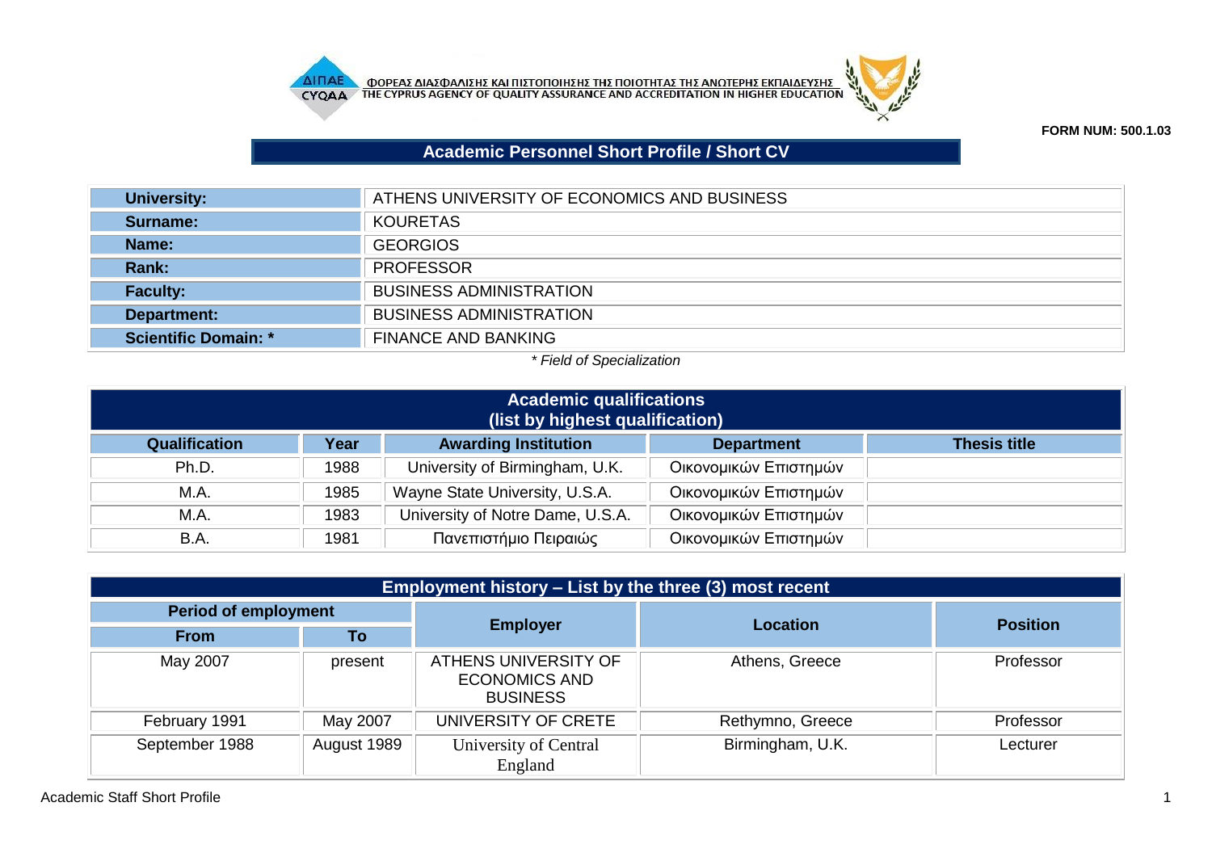ΦΟΡΕΑΣ ΔΙΑΣΦΑΛΙΣΗΣ ΚΑΙ ΠΙΣΤΟΠΟΙΗΣΗΣ ΤΗΣ ΠΟΙΟΤΗΤΑΣ ΤΗΣ ΑΝΩΤΕΡΗΣ ΕΚΠΑΙΔΕΥΣΗΣ
THE CYPRUS AGENCY OF QUALITY ASSURANCE AND ACCREDITATION IN HIGHER EDUCATION

**FORM NUM: 500.1.03**

# Academic Personnel Short Profile / Short CV

| | |
|---|---|
| **University:** | ATHENS UNIVERSITY OF ECONOMICS AND BUSINESS |
| **Surname:** | KOURETAS |
| **Name:** | GEORGIOS |
| **Rank:** | PROFESSOR |
| **Faculty:** | BUSINESS ADMINISTRATION |
| **Department:** | BUSINESS ADMINISTRATION |
| **Scientific Domain: *** | FINANCE AND BANKING |

*\* Field of Specialization*

## Academic qualifications (list by highest qualification)

| Qualification | Year | Awarding Institution | Department | Thesis title |
|---|---|---|---|---|
| Ph.D. | 1988 | University of Birmingham, U.K. | Οικονομικών Επιστημών | |
| M.A. | 1985 | Wayne State University, U.S.A. | Οικονομικών Επιστημών | |
| M.A. | 1983 | University of Notre Dame, U.S.A. | Οικονομικών Επιστημών | |
| B.A. | 1981 | Πανεπιστήμιο Πειραιώς | Οικονομικών Επιστημών | |

## Employment history – List by the three (3) most recent

| Period of employment | | Employer | Location | Position |
|---|---|---|---|---|
| From | To | | | |
| May 2007 | present | ATHENS UNIVERSITY OF ECONOMICS AND BUSINESS | Athens, Greece | Professor |
| February 1991 | May 2007 | UNIVERSITY OF CRETE | Rethymno, Greece | Professor |
| September 1988 | August 1989 | University of Central England | Birmingham, U.K. | Lecturer |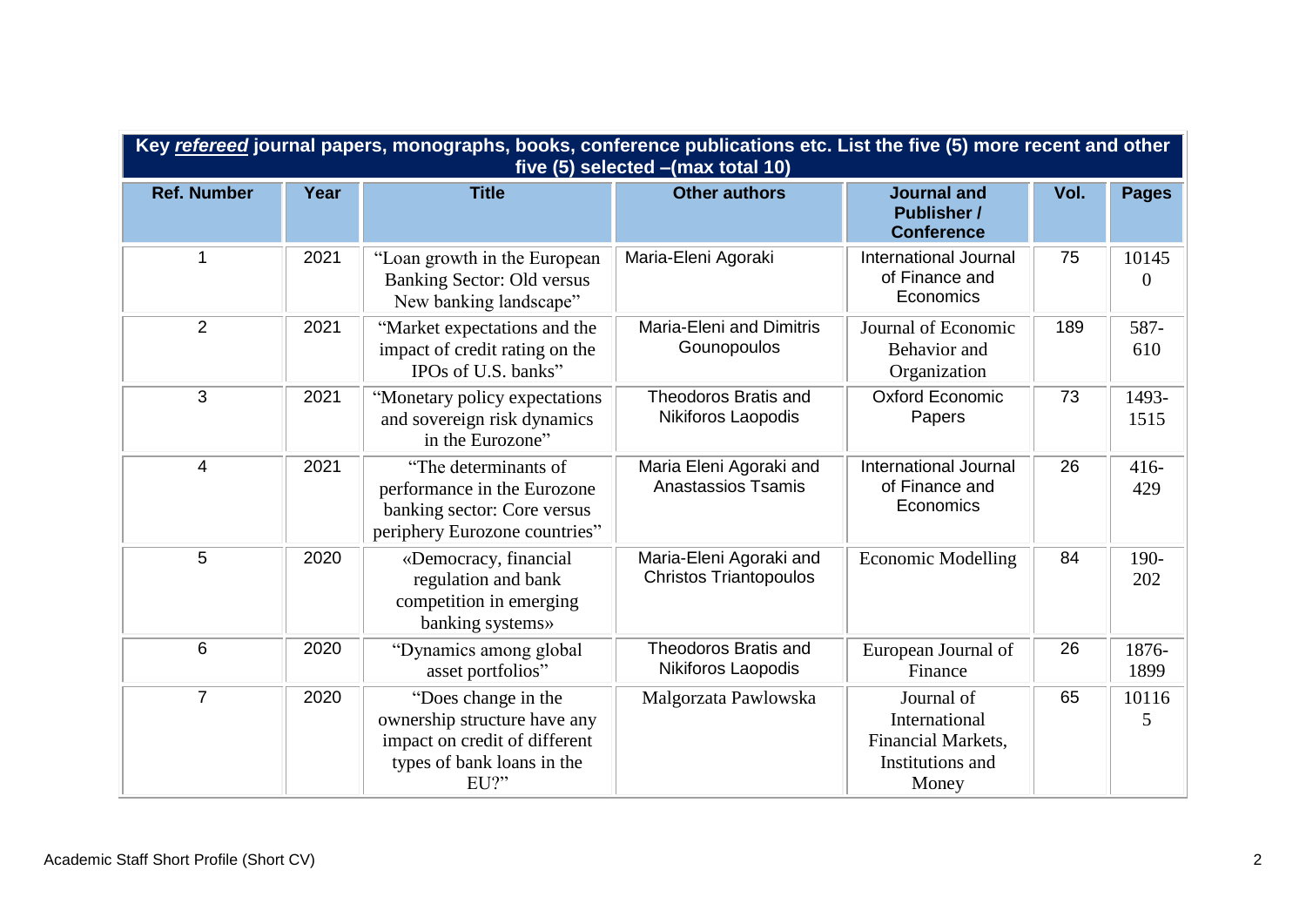| Key ***refereed*** journal papers, monographs, books, conference publications etc. List the five (5) more recent and other five (5) selected –(max total 10) | | | | | | |
|---|---|---|---|---|---|---|
| **Ref. Number** | **Year** | **Title** | **Other authors** | **Journal and Publisher / Conference** | **Vol.** | **Pages** |
| 1 | 2021 | "Loan growth in the European Banking Sector: Old versus New banking landscape" | Maria-Eleni Agoraki | International Journal of Finance and Economics | 75 | 101450 |
| 2 | 2021 | "Market expectations and the impact of credit rating on the IPOs of U.S. banks" | Maria-Eleni and Dimitris Gounopoulos | Journal of Economic Behavior and Organization | 189 | 587-610 |
| 3 | 2021 | "Monetary policy expectations and sovereign risk dynamics in the Eurozone" | Theodoros Bratis and Nikiforos Laopodis | Oxford Economic Papers | 73 | 1493-1515 |
| 4 | 2021 | "The determinants of performance in the Eurozone banking sector: Core versus periphery Eurozone countries" | Maria Eleni Agoraki and Anastassios Tsamis | International Journal of Finance and Economics | 26 | 416-429 |
| 5 | 2020 | «Democracy, financial regulation and bank competition in emerging banking systems» | Maria-Eleni Agoraki and Christos Triantopoulos | Economic Modelling | 84 | 190-202 |
| 6 | 2020 | "Dynamics among global asset portfolios" | Theodoros Bratis and Nikiforos Laopodis | European Journal of Finance | 26 | 1876-1899 |
| 7 | 2020 | "Does change in the ownership structure have any impact on credit of different types of bank loans in the EU?" | Malgorzata Pawlowska | Journal of International Financial Markets, Institutions and Money | 65 | 101165 |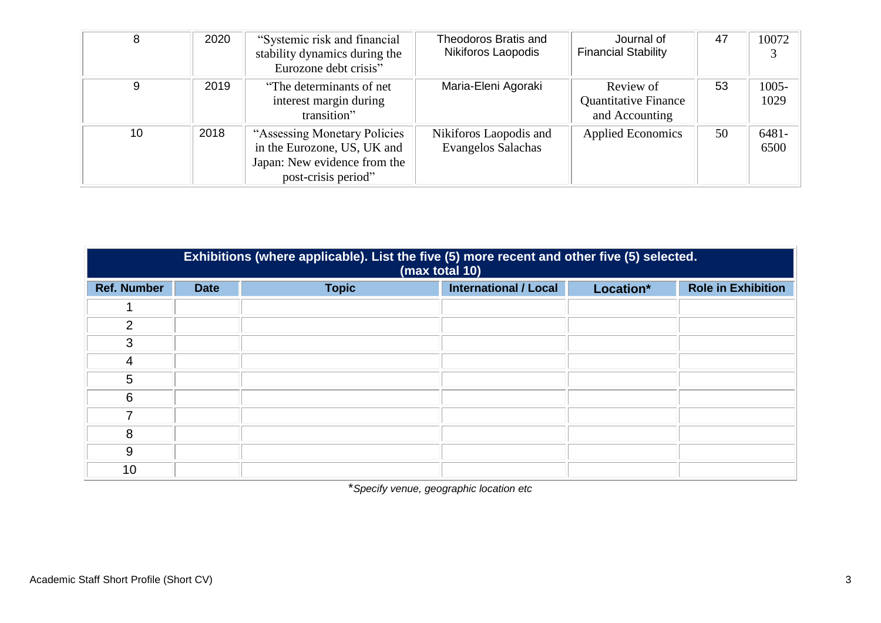| | | | | | | |
|---|---|---|---|---|---|---|
| 8 | 2020 | "Systemic risk and financial stability dynamics during the Eurozone debt crisis" | Theodoros Bratis and Nikiforos Laopodis | Journal of Financial Stability | 47 | 100723 |
| 9 | 2019 | "The determinants of net interest margin during transition" | Maria-Eleni Agoraki | Review of Quantitative Finance and Accounting | 53 | 1005-1029 |
| 10 | 2018 | "Assessing Monetary Policies in the Eurozone, US, UK and Japan: New evidence from the post-crisis period" | Nikiforos Laopodis and Evangelos Salachas | Applied Economics | 50 | 6481-6500 |

| **Exhibitions (where applicable). List the five (5) more recent and other five (5) selected. (max total 10)** | | | | | |
|---|---|---|---|---|---|
| **Ref. Number** | **Date** | **Topic** | **International / Local** | **Location*** | **Role in Exhibition** |
| 1 | | | | | |
| 2 | | | | | |
| 3 | | | | | |
| 4 | | | | | |
| 5 | | | | | |
| 6 | | | | | |
| 7 | | | | | |
| 8 | | | | | |
| 9 | | | | | |
| 10 | | | | | |

**Specify venue, geographic location etc*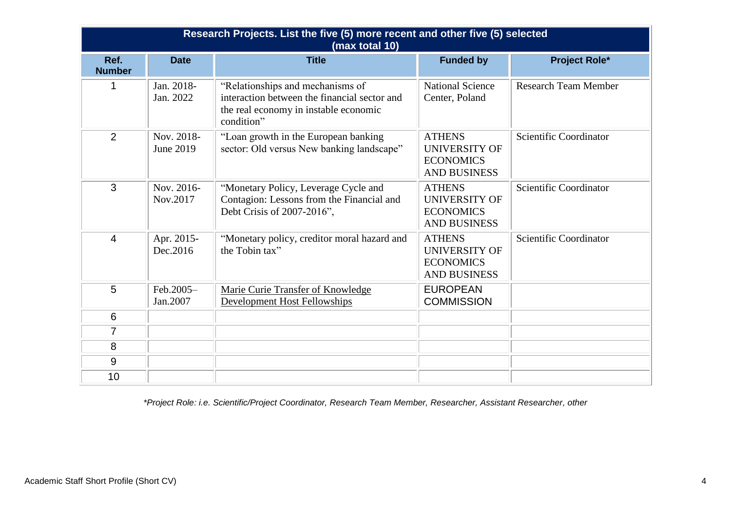| Research Projects. List the five (5) more recent and other five (5) selected (max total 10) | | | | |
|---|---|---|---|---|
| **Ref. Number** | **Date** | **Title** | **Funded by** | **Project Role*** |
| 1 | Jan. 2018-Jan. 2022 | "Relationships and mechanisms of interaction between the financial sector and the real economy in instable economic condition" | National Science Center, Poland | Research Team Member |
| 2 | Nov. 2018-June 2019 | "Loan growth in the European banking sector: Old versus New banking landscape" | ATHENS UNIVERSITY OF ECONOMICS AND BUSINESS | Scientific Coordinator |
| 3 | Nov. 2016-Nov.2017 | "Monetary Policy, Leverage Cycle and Contagion: Lessons from the Financial and Debt Crisis of 2007-2016", | ATHENS UNIVERSITY OF ECONOMICS AND BUSINESS | Scientific Coordinator |
| 4 | Apr. 2015-Dec.2016 | "Monetary policy, creditor moral hazard and the Tobin tax" | ATHENS UNIVERSITY OF ECONOMICS AND BUSINESS | Scientific Coordinator |
| 5 | Feb.2005–Jan.2007 | Marie Curie Transfer of Knowledge Development Host Fellowships | EUROPEAN COMMISSION | |
| 6 | | | | |
| 7 | | | | |
| 8 | | | | |
| 9 | | | | |
| 10 | | | | |

*\*Project Role: i.e. Scientific/Project Coordinator, Research Team Member, Researcher, Assistant Researcher, other*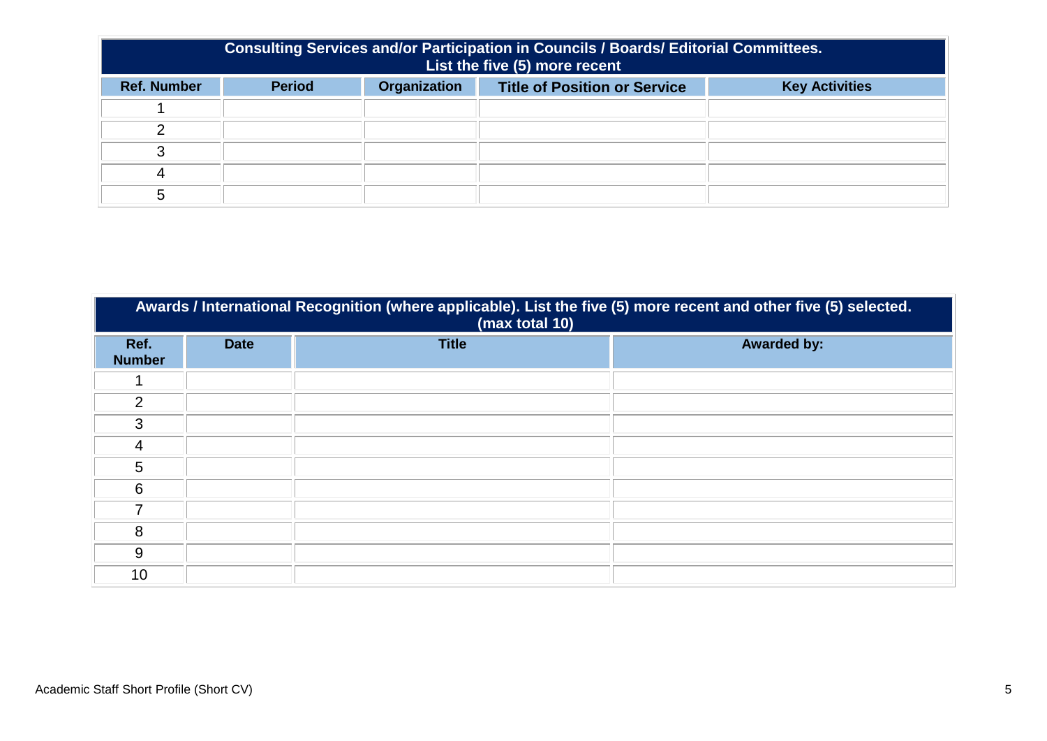| Consulting Services and/or Participation in Councils / Boards/ Editorial Committees. List the five (5) more recent | | | | |
|---|---|---|---|---|
| **Ref. Number** | **Period** | **Organization** | **Title of Position or Service** | **Key Activities** |
| 1 | | | | |
| 2 | | | | |
| 3 | | | | |
| 4 | | | | |
| 5 | | | | |

| Awards / International Recognition (where applicable). List the five (5) more recent and other five (5) selected. (max total 10) | | | |
|---|---|---|---|
| **Ref. Number** | **Date** | **Title** | **Awarded by:** |
| 1 | | | |
| 2 | | | |
| 3 | | | |
| 4 | | | |
| 5 | | | |
| 6 | | | |
| 7 | | | |
| 8 | | | |
| 9 | | | |
| 10 | | | |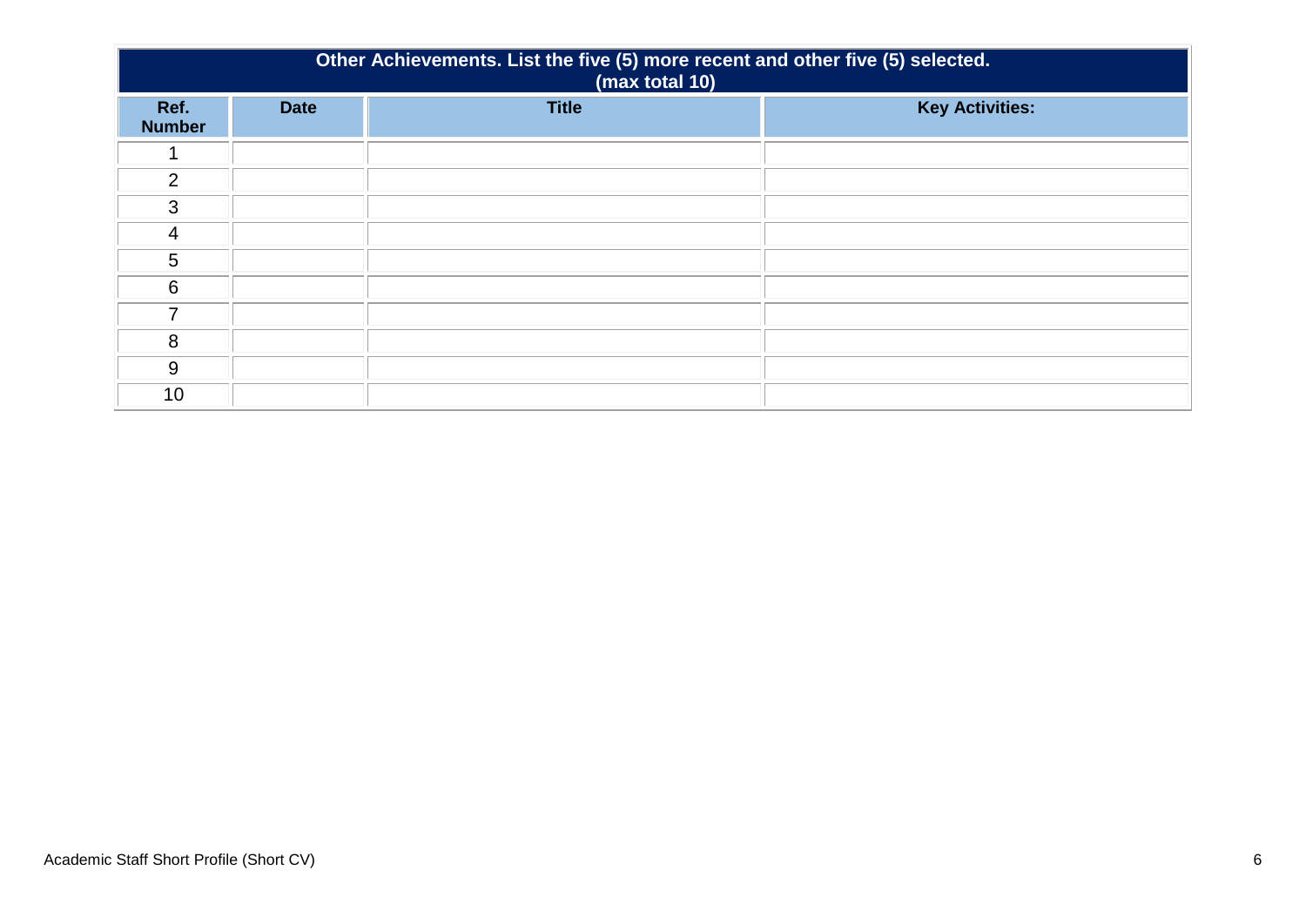| Other Achievements. List the five (5) more recent and other five (5) selected. (max total 10) | | | |
|---|---|---|---|
| **Ref. Number** | **Date** | **Title** | **Key Activities:** |
| 1 | | | |
| 2 | | | |
| 3 | | | |
| 4 | | | |
| 5 | | | |
| 6 | | | |
| 7 | | | |
| 8 | | | |
| 9 | | | |
| 10 | | | |